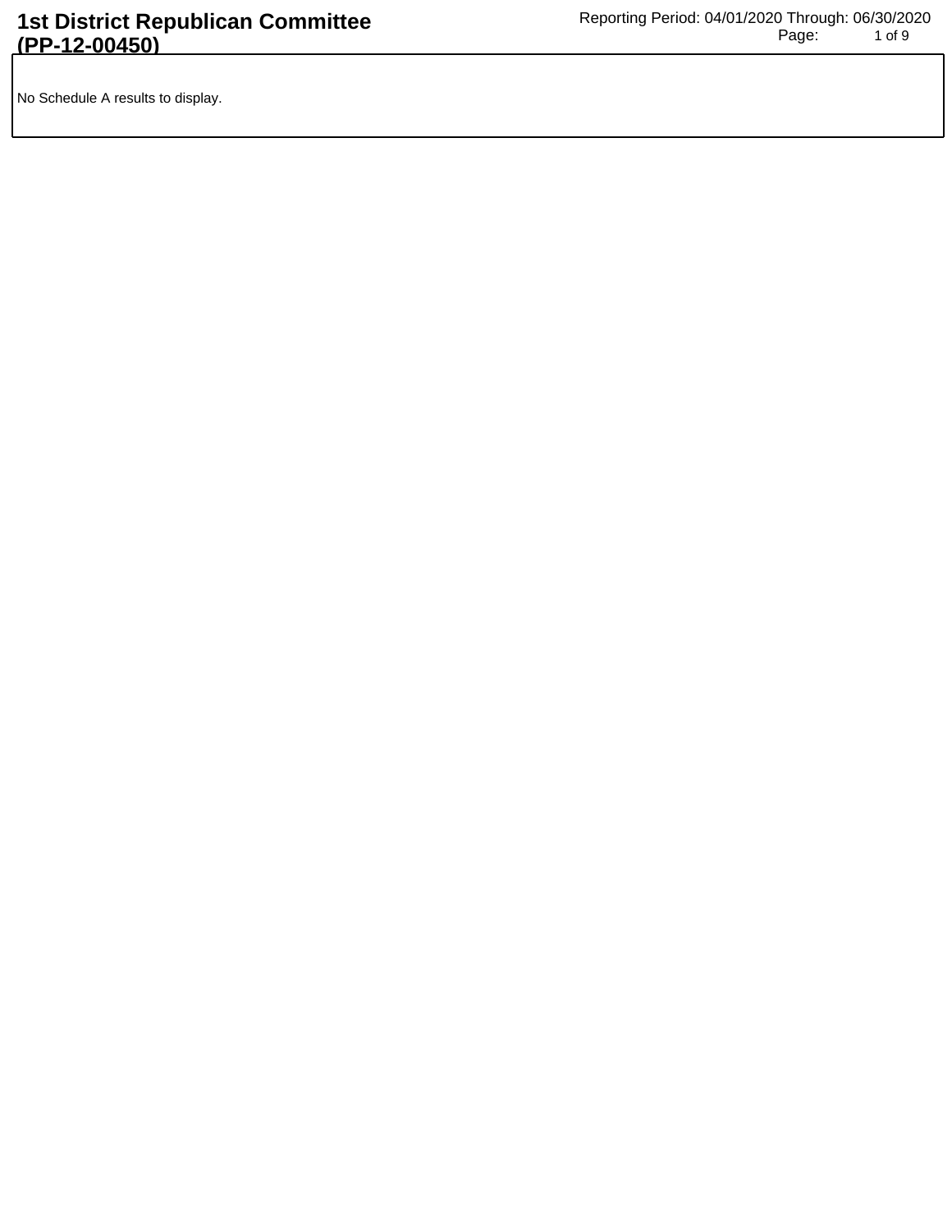# 1st District Republican Committee (PP-12-00450)

Reporting Period: 04/01/2020 Through: 06/30/2020

No Schedule A results to display.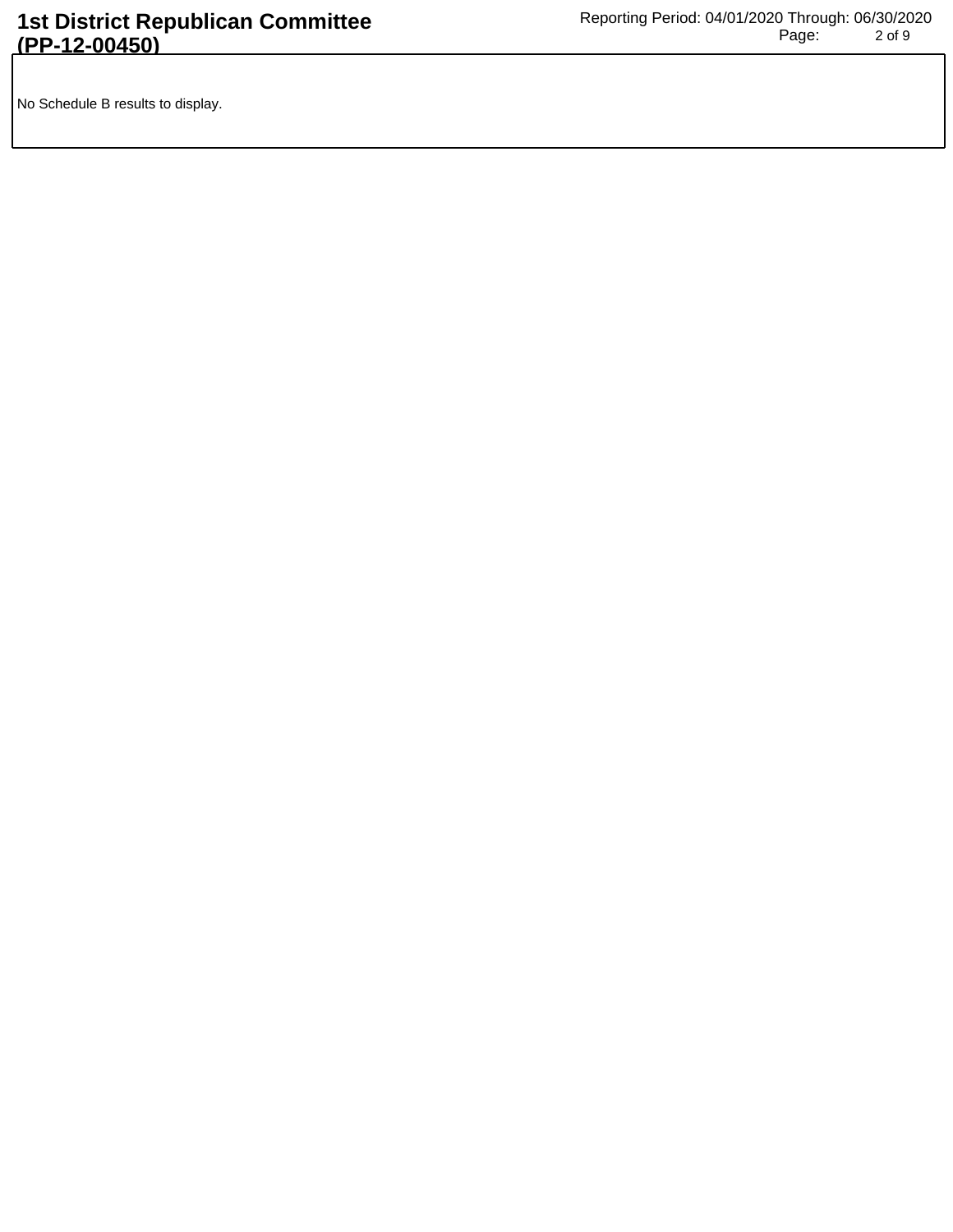No Schedule B results to display.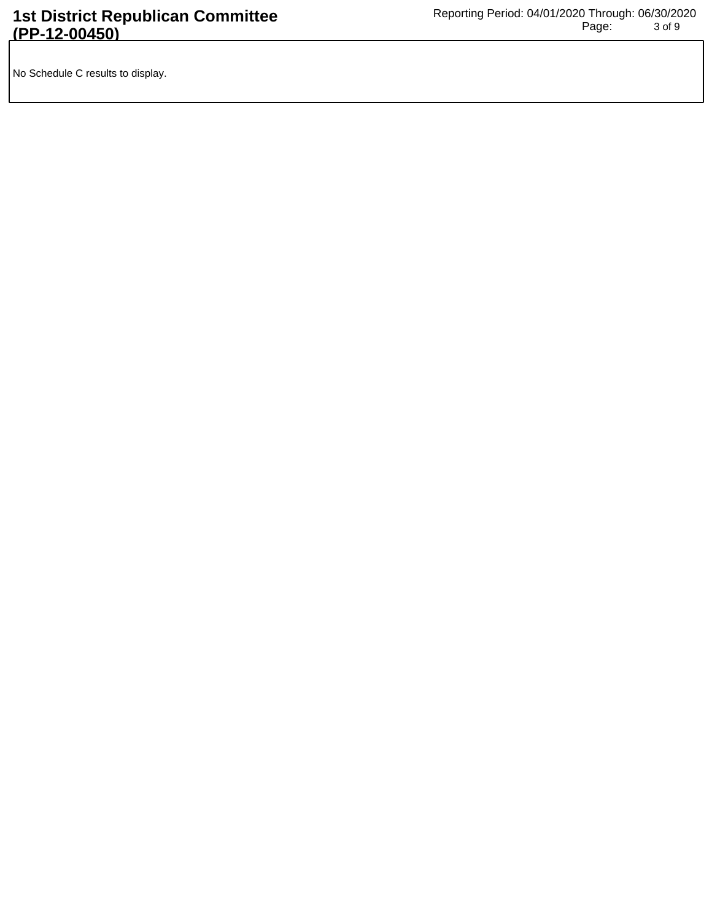No Schedule C results to display.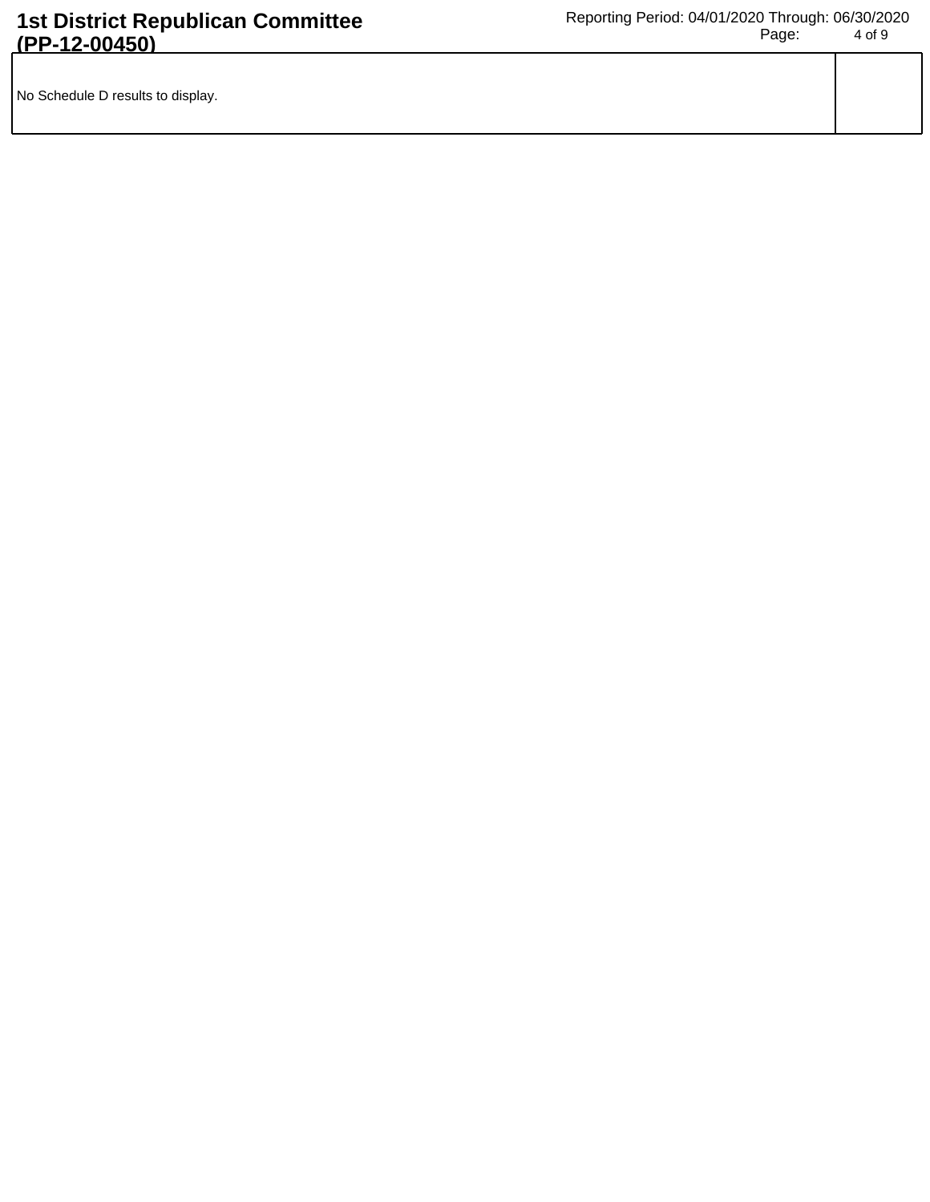No Schedule D results to display.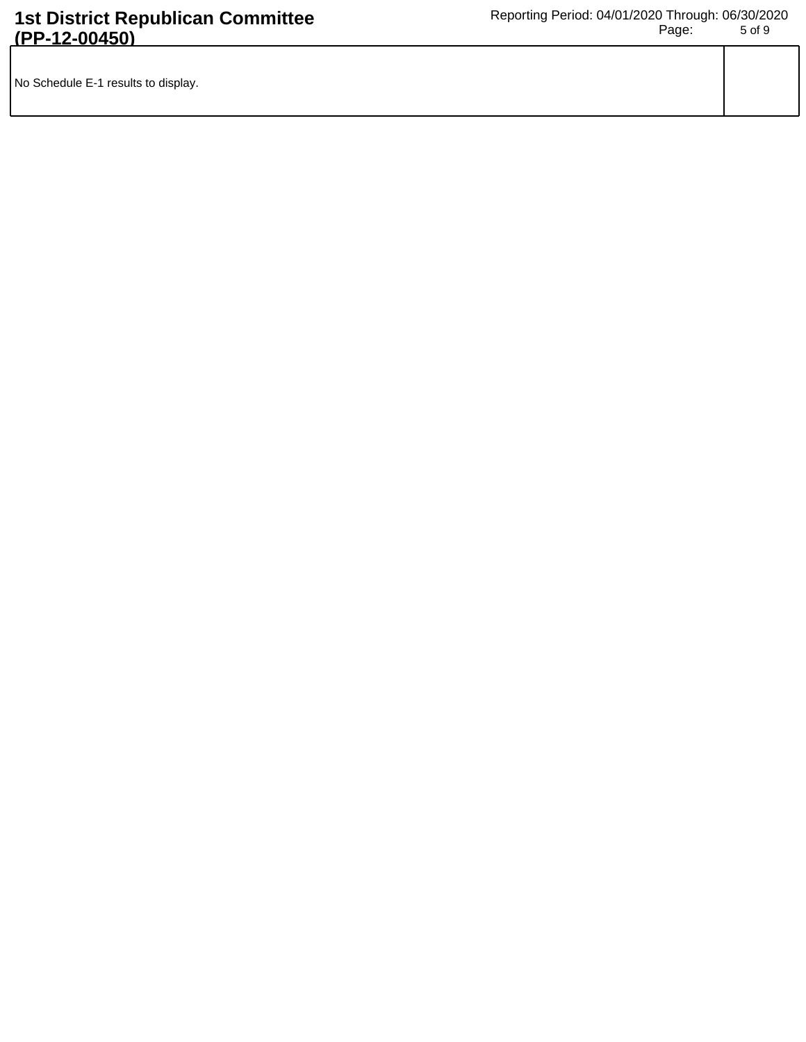| No Schedule E-1 results to display. | |
|---|---|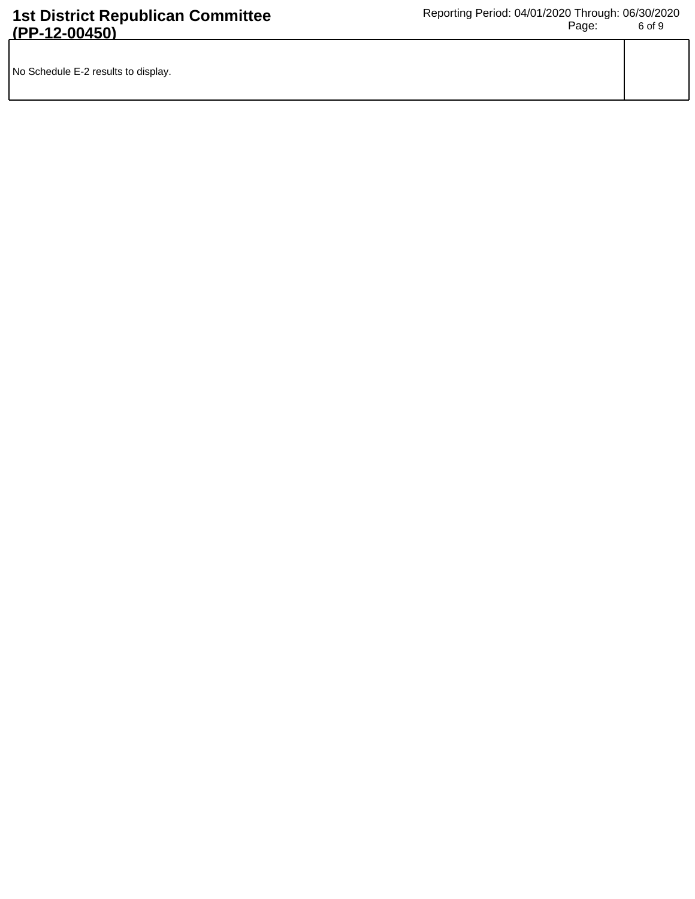| No Schedule E-2 results to display. | |
|---|---|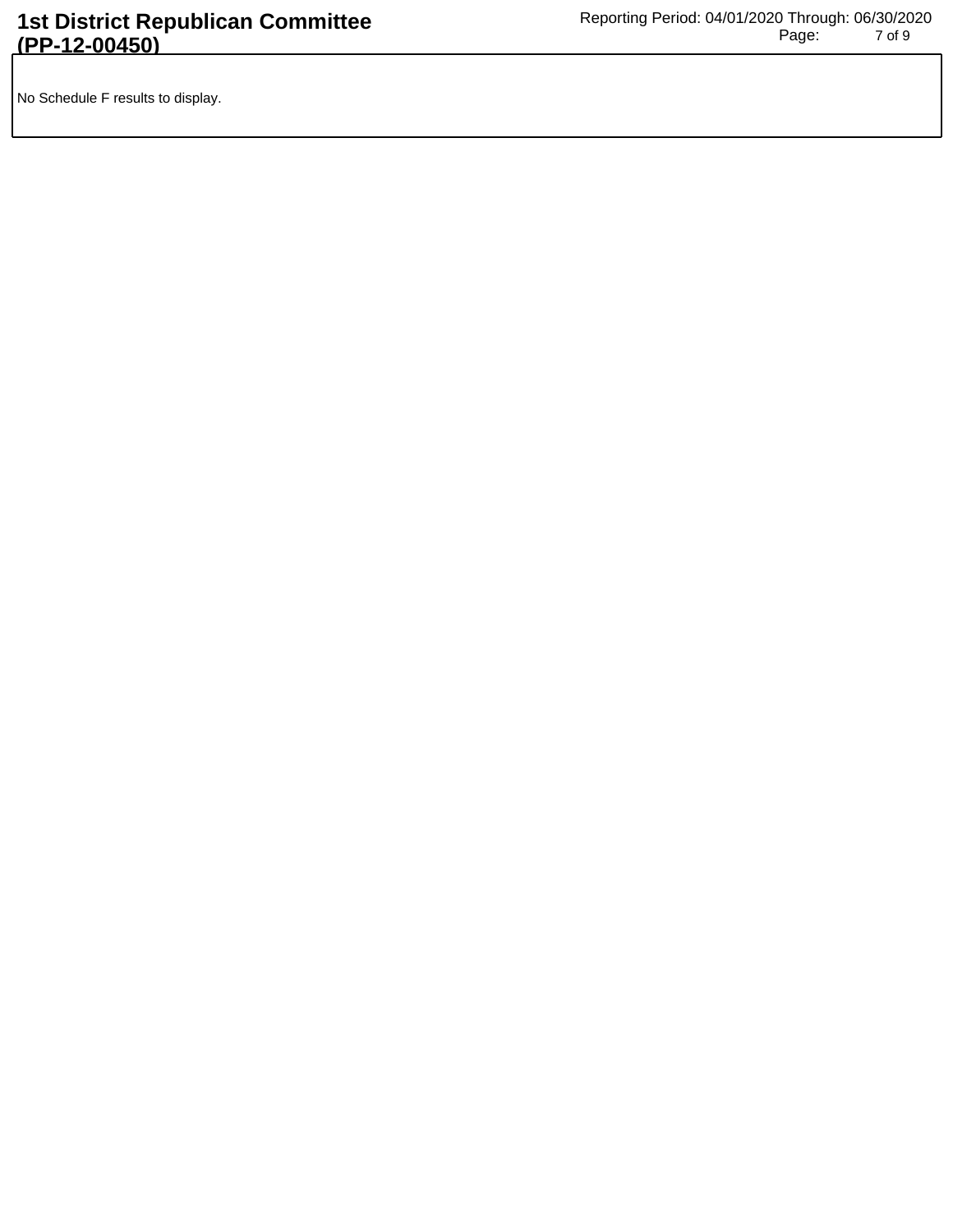No Schedule F results to display.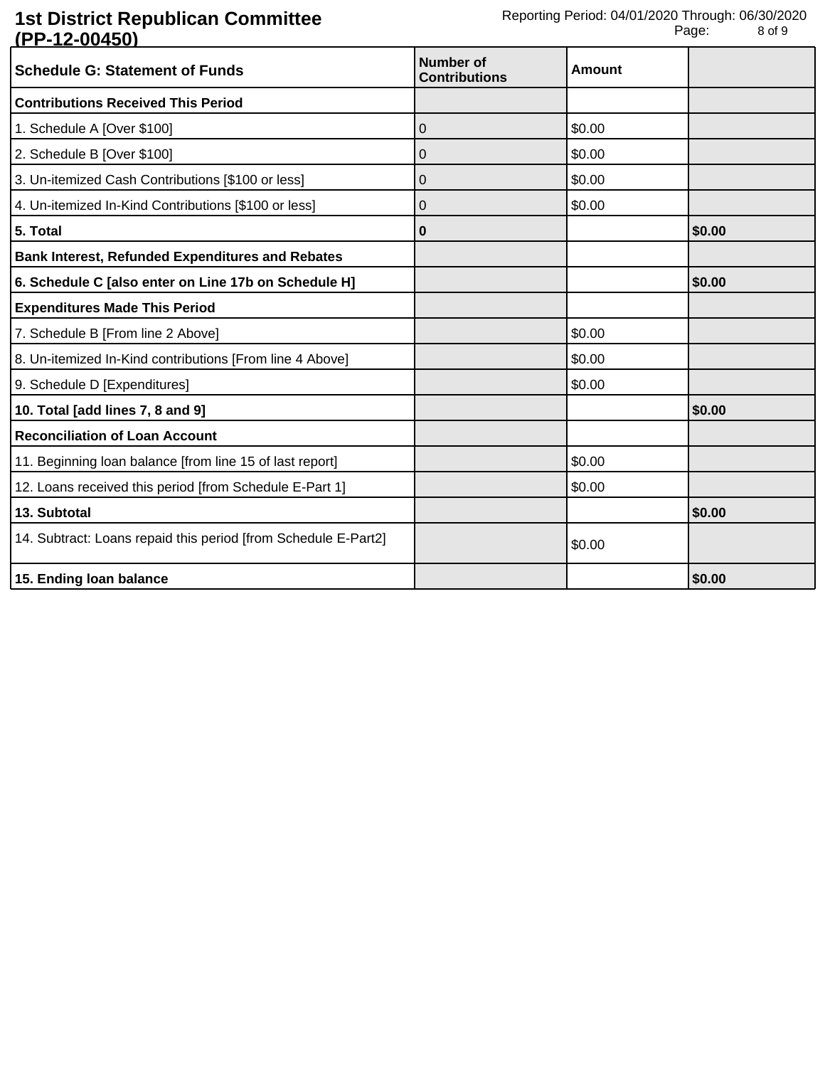**1st District Republican Committee (PP-12-00450)**

Reporting Period: 04/01/2020 Through: 06/30/2020

| Schedule G: Statement of Funds | Number of Contributions | Amount | |
|---|---|---|---|
| **Contributions Received This Period** | | | |
| 1. Schedule A [Over $100] | 0 | $0.00 | |
| 2. Schedule B [Over $100] | 0 | $0.00 | |
| 3. Un-itemized Cash Contributions [$100 or less] | 0 | $0.00 | |
| 4. Un-itemized In-Kind Contributions [$100 or less] | 0 | $0.00 | |
| **5. Total** | **0** | | **$0.00** |
| **Bank Interest, Refunded Expenditures and Rebates** | | | |
| **6. Schedule C [also enter on Line 17b on Schedule H]** | | | **$0.00** |
| **Expenditures Made This Period** | | | |
| 7. Schedule B [From line 2 Above] | | $0.00 | |
| 8. Un-itemized In-Kind contributions [From line 4 Above] | | $0.00 | |
| 9. Schedule D [Expenditures] | | $0.00 | |
| **10. Total [add lines 7, 8 and 9]** | | | **$0.00** |
| **Reconciliation of Loan Account** | | | |
| 11. Beginning loan balance [from line 15 of last report] | | $0.00 | |
| 12. Loans received this period [from Schedule E-Part 1] | | $0.00 | |
| **13. Subtotal** | | | **$0.00** |
| 14. Subtract: Loans repaid this period [from Schedule E-Part2] | | $0.00 | |
| **15. Ending loan balance** | | | **$0.00** |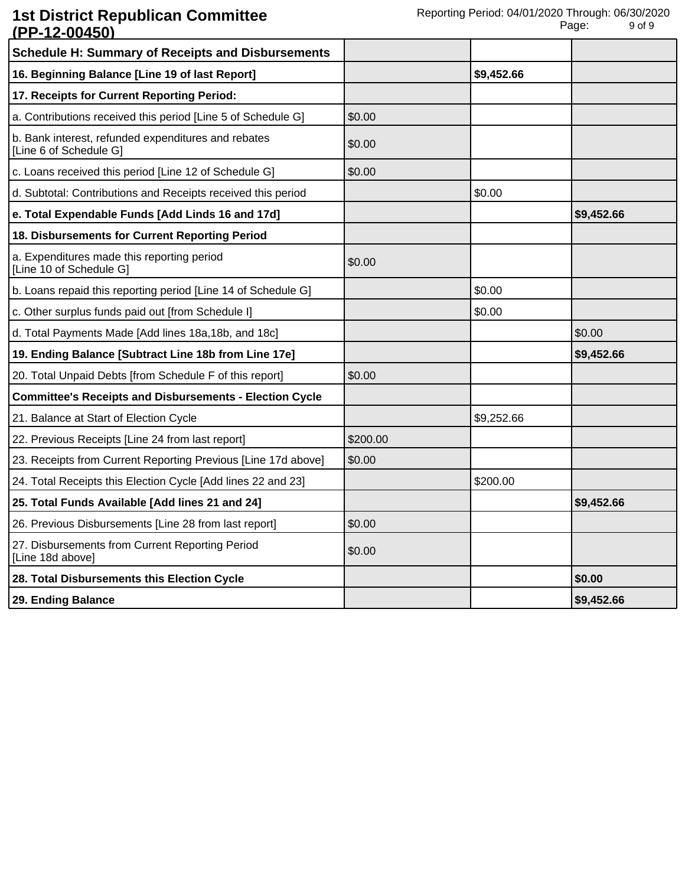# 1st District Republican Committee (PP-12-00450)

Reporting Period: 04/01/2020 Through: 06/30/2020

| Schedule H: Summary of Receipts and Disbursements | | | |
|---|---|---|---|
| **16. Beginning Balance [Line 19 of last Report]** | | **$9,452.66** | |
| **17. Receipts for Current Reporting Period:** | | | |
| a. Contributions received this period [Line 5 of Schedule G] | $0.00 | | |
| b. Bank interest, refunded expenditures and rebates [Line 6 of Schedule G] | $0.00 | | |
| c. Loans received this period [Line 12 of Schedule G] | $0.00 | | |
| d. Subtotal: Contributions and Receipts received this period | | $0.00 | |
| **e. Total Expendable Funds [Add Linds 16 and 17d]** | | | **$9,452.66** |
| **18. Disbursements for Current Reporting Period** | | | |
| a. Expenditures made this reporting period [Line 10 of Schedule G] | $0.00 | | |
| b. Loans repaid this reporting period [Line 14 of Schedule G] | | $0.00 | |
| c. Other surplus funds paid out [from Schedule I] | | $0.00 | |
| d. Total Payments Made [Add lines 18a,18b, and 18c] | | | $0.00 |
| **19. Ending Balance [Subtract Line 18b from Line 17e]** | | | **$9,452.66** |
| 20. Total Unpaid Debts [from Schedule F of this report] | $0.00 | | |
| **Committee's Receipts and Disbursements - Election Cycle** | | | |
| 21. Balance at Start of Election Cycle | | $9,252.66 | |
| 22. Previous Receipts [Line 24 from last report] | $200.00 | | |
| 23. Receipts from Current Reporting Previous [Line 17d above] | $0.00 | | |
| 24. Total Receipts this Election Cycle [Add lines 22 and 23] | | $200.00 | |
| **25. Total Funds Available [Add lines 21 and 24]** | | | **$9,452.66** |
| 26. Previous Disbursements [Line 28 from last report] | $0.00 | | |
| 27. Disbursements from Current Reporting Period [Line 18d above] | $0.00 | | |
| **28. Total Disbursements this Election Cycle** | | | **$0.00** |
| **29. Ending Balance** | | | **$9,452.66** |